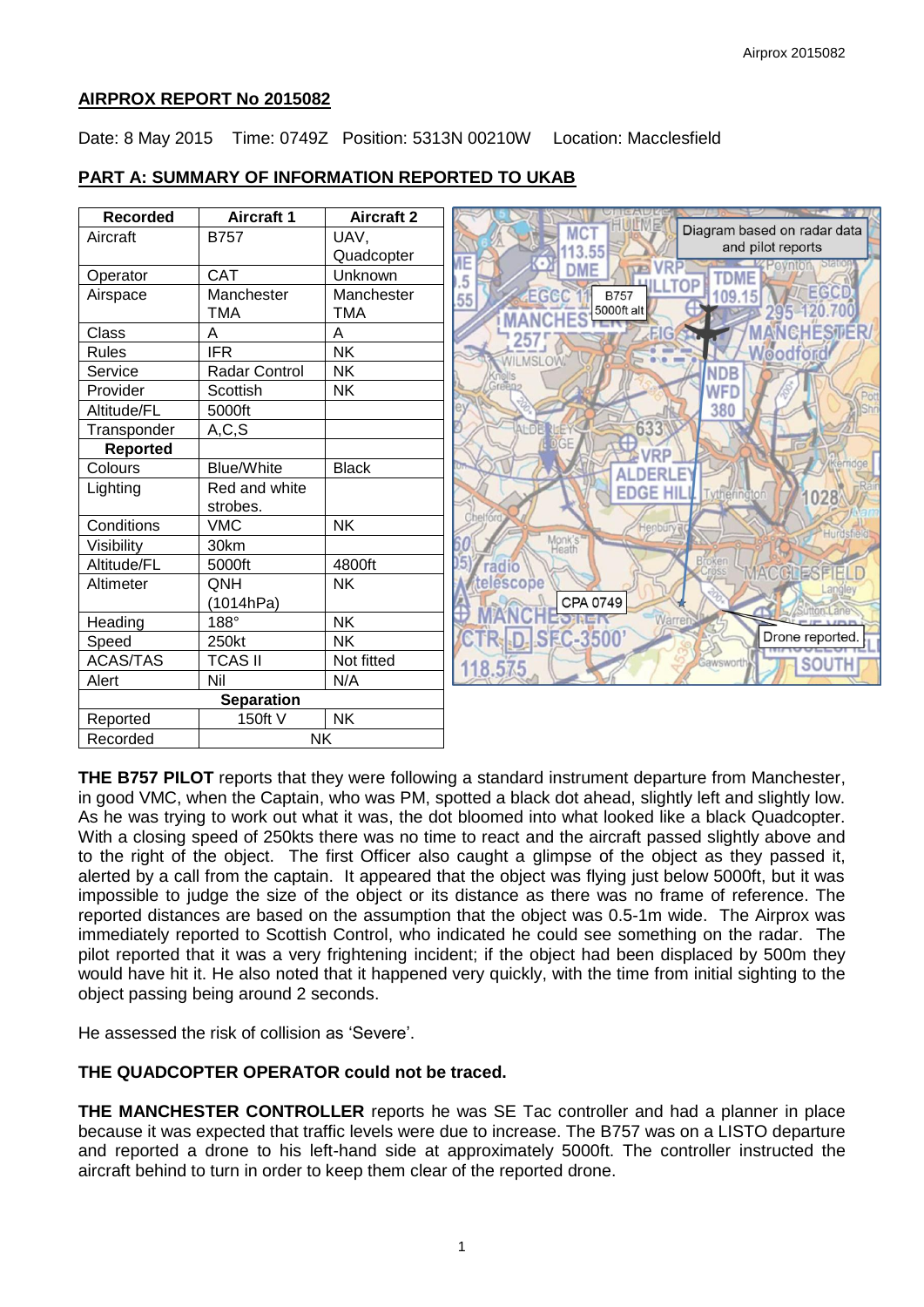## AIRPROX REPORT No 2015082

Date: 8 May 2015 Time: 0749Z Position: 5313N 00210W Location: Macclesfield

### PART A: SUMMARY OF INFORMATION REPORTED TO UKAB

| Recorded | Aircraft 1 | Aircraft 2 |
|---|---|---|
| Aircraft | B757 | UAV, Quadcopter |
| Operator | CAT | Unknown |
| Airspace | Manchester TMA | Manchester TMA |
| Class | A | A |
| Rules | IFR | NK |
| Service | Radar Control | NK |
| Provider | Scottish | NK |
| Altitude/FL | 5000ft | |
| Transponder | A,C,S | |
| **Reported** | | |
| Colours | Blue/White | Black |
| Lighting | Red and white strobes. | |
| Conditions | VMC | NK |
| Visibility | 30km | |
| Altitude/FL | 5000ft | 4800ft |
| Altimeter | QNH (1014hPa) | NK |
| Heading | 188° | NK |
| Speed | 250kt | NK |
| ACAS/TAS | TCAS II | Not fitted |
| Alert | Nil | N/A |
| **Separation** | | |
| Reported | 150ft V | NK |
| Recorded | NK | |

Diagram based on radar data and pilot reports

B757 5000ft alt

CPA 0749

Drone reported.

**THE B757 PILOT** reports that they were following a standard instrument departure from Manchester, in good VMC, when the Captain, who was PM, spotted a black dot ahead, slightly left and slightly low. As he was trying to work out what it was, the dot bloomed into what looked like a black Quadcopter. With a closing speed of 250kts there was no time to react and the aircraft passed slightly above and to the right of the object. The first Officer also caught a glimpse of the object as they passed it, alerted by a call from the captain. It appeared that the object was flying just below 5000ft, but it was impossible to judge the size of the object or its distance as there was no frame of reference. The reported distances are based on the assumption that the object was 0.5-1m wide. The Airprox was immediately reported to Scottish Control, who indicated he could see something on the radar. The pilot reported that it was a very frightening incident; if the object had been displaced by 500m they would have hit it. He also noted that it happened very quickly, with the time from initial sighting to the object passing being around 2 seconds.

He assessed the risk of collision as 'Severe'.

**THE QUADCOPTER OPERATOR could not be traced.**

**THE MANCHESTER CONTROLLER** reports he was SE Tac controller and had a planner in place because it was expected that traffic levels were due to increase. The B757 was on a LISTO departure and reported a drone to his left-hand side at approximately 5000ft. The controller instructed the aircraft behind to turn in order to keep them clear of the reported drone.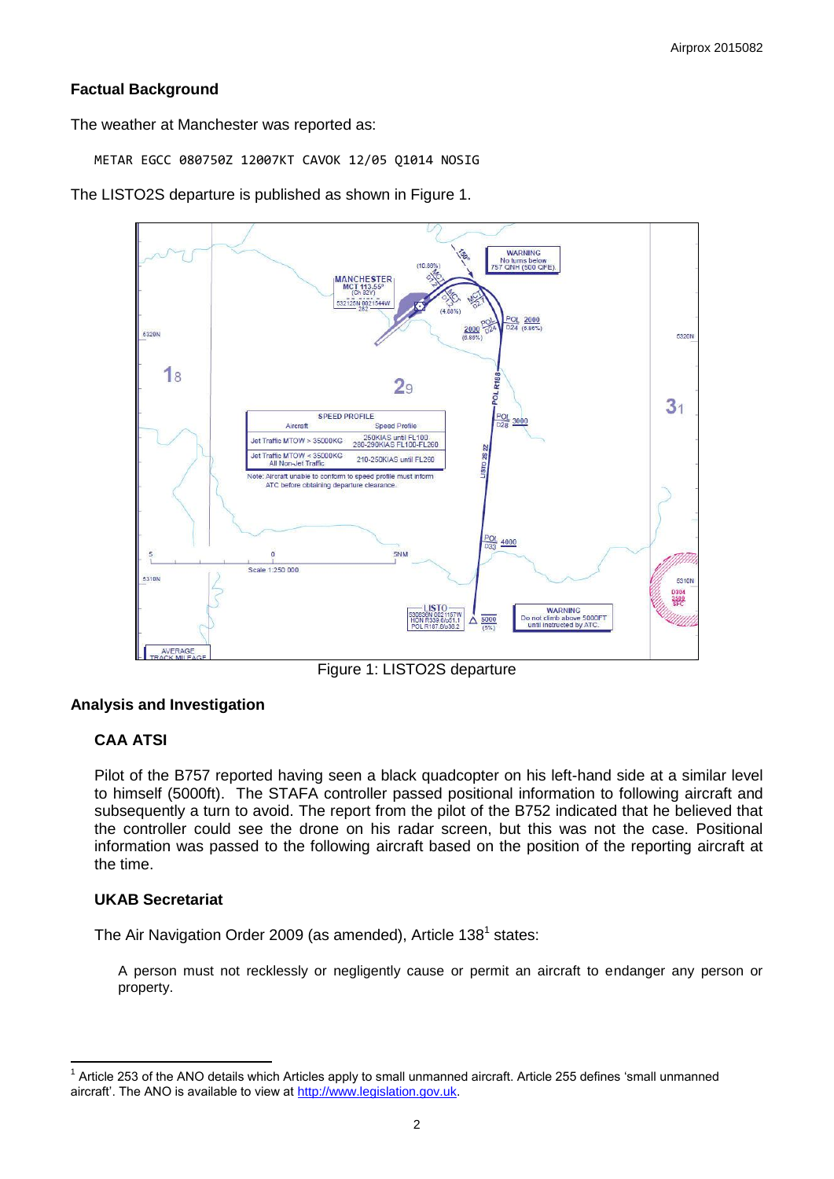## Factual Background

The weather at Manchester was reported as:

```
METAR EGCC 080750Z 12007KT CAVOK 12/05 Q1014 NOSIG
```

The LISTO2S departure is published as shown in Figure 1.

Figure 1: LISTO2S departure

## Analysis and Investigation

### CAA ATSI

Pilot of the B757 reported having seen a black quadcopter on his left-hand side at a similar level to himself (5000ft). The STAFA controller passed positional information to following aircraft and subsequently a turn to avoid. The report from the pilot of the B752 indicated that he believed that the controller could see the drone on his radar screen, but this was not the case. Positional information was passed to the following aircraft based on the position of the reporting aircraft at the time.

### UKAB Secretariat

The Air Navigation Order 2009 (as amended), Article 138[1] states:

> A person must not recklessly or negligently cause or permit an aircraft to endanger any person or property.

---

[1] Article 253 of the ANO details which Articles apply to small unmanned aircraft. Article 255 defines 'small unmanned aircraft'. The ANO is available to view at http://www.legislation.gov.uk.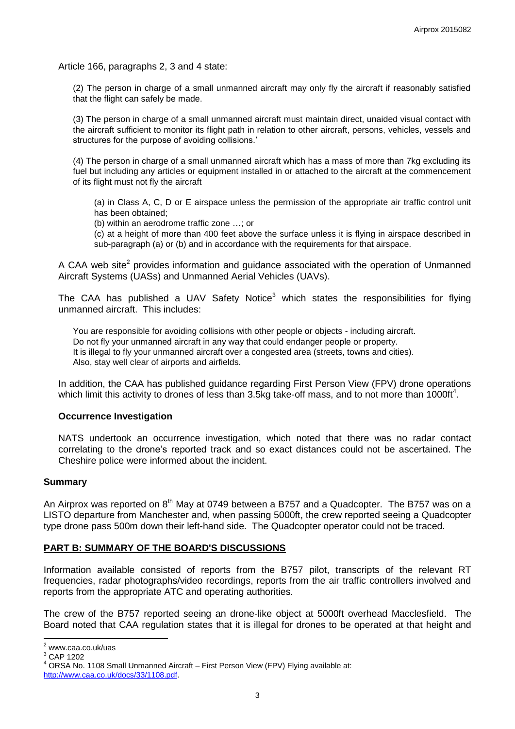Article 166, paragraphs 2, 3 and 4 state:

> (2) The person in charge of a small unmanned aircraft may only fly the aircraft if reasonably satisfied that the flight can safely be made.
>
> (3) The person in charge of a small unmanned aircraft must maintain direct, unaided visual contact with the aircraft sufficient to monitor its flight path in relation to other aircraft, persons, vehicles, vessels and structures for the purpose of avoiding collisions.'
>
> (4) The person in charge of a small unmanned aircraft which has a mass of more than 7kg excluding its fuel but including any articles or equipment installed in or attached to the aircraft at the commencement of its flight must not fly the aircraft
>
> > (a) in Class A, C, D or E airspace unless the permission of the appropriate air traffic control unit has been obtained;
> >
> > (b) within an aerodrome traffic zone …; or
> >
> > (c) at a height of more than 400 feet above the surface unless it is flying in airspace described in sub-paragraph (a) or (b) and in accordance with the requirements for that airspace.

A CAA web site[2] provides information and guidance associated with the operation of Unmanned Aircraft Systems (UASs) and Unmanned Aerial Vehicles (UAVs).

The CAA has published a UAV Safety Notice[3] which states the responsibilities for flying unmanned aircraft. This includes:

> You are responsible for avoiding collisions with other people or objects - including aircraft.
> Do not fly your unmanned aircraft in any way that could endanger people or property.
> It is illegal to fly your unmanned aircraft over a congested area (streets, towns and cities).
> Also, stay well clear of airports and airfields.

In addition, the CAA has published guidance regarding First Person View (FPV) drone operations which limit this activity to drones of less than 3.5kg take-off mass, and to not more than 1000ft[4].

### Occurrence Investigation

NATS undertook an occurrence investigation, which noted that there was no radar contact correlating to the drone's reported track and so exact distances could not be ascertained. The Cheshire police were informed about the incident.

## Summary

An Airprox was reported on 8th May at 0749 between a B757 and a Quadcopter. The B757 was on a LISTO departure from Manchester and, when passing 5000ft, the crew reported seeing a Quadcopter type drone pass 500m down their left-hand side. The Quadcopter operator could not be traced.

## PART B: SUMMARY OF THE BOARD'S DISCUSSIONS

Information available consisted of reports from the B757 pilot, transcripts of the relevant RT frequencies, radar photographs/video recordings, reports from the air traffic controllers involved and reports from the appropriate ATC and operating authorities.

The crew of the B757 reported seeing an drone-like object at 5000ft overhead Macclesfield. The Board noted that CAA regulation states that it is illegal for drones to be operated at that height and

---

[2] www.caa.co.uk/uas

[3] CAP 1202

[4] ORSA No. 1108 Small Unmanned Aircraft – First Person View (FPV) Flying available at: http://www.caa.co.uk/docs/33/1108.pdf.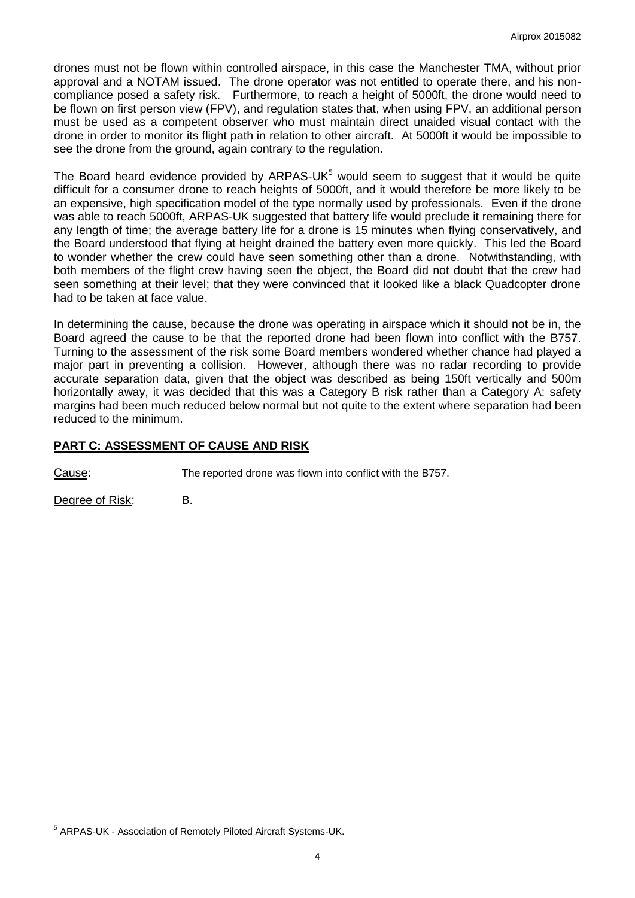drones must not be flown within controlled airspace, in this case the Manchester TMA, without prior approval and a NOTAM issued. The drone operator was not entitled to operate there, and his non-compliance posed a safety risk. Furthermore, to reach a height of 5000ft, the drone would need to be flown on first person view (FPV), and regulation states that, when using FPV, an additional person must be used as a competent observer who must maintain direct unaided visual contact with the drone in order to monitor its flight path in relation to other aircraft. At 5000ft it would be impossible to see the drone from the ground, again contrary to the regulation.

The Board heard evidence provided by ARPAS-UK[5] would seem to suggest that it would be quite difficult for a consumer drone to reach heights of 5000ft, and it would therefore be more likely to be an expensive, high specification model of the type normally used by professionals. Even if the drone was able to reach 5000ft, ARPAS-UK suggested that battery life would preclude it remaining there for any length of time; the average battery life for a drone is 15 minutes when flying conservatively, and the Board understood that flying at height drained the battery even more quickly. This led the Board to wonder whether the crew could have seen something other than a drone. Notwithstanding, with both members of the flight crew having seen the object, the Board did not doubt that the crew had seen something at their level; that they were convinced that it looked like a black Quadcopter drone had to be taken at face value.

In determining the cause, because the drone was operating in airspace which it should not be in, the Board agreed the cause to be that the reported drone had been flown into conflict with the B757. Turning to the assessment of the risk some Board members wondered whether chance had played a major part in preventing a collision. However, although there was no radar recording to provide accurate separation data, given that the object was described as being 150ft vertically and 500m horizontally away, it was decided that this was a Category B risk rather than a Category A: safety margins had been much reduced below normal but not quite to the extent where separation had been reduced to the minimum.

## PART C: ASSESSMENT OF CAUSE AND RISK

Cause: The reported drone was flown into conflict with the B757.

Degree of Risk: B.

---

[5] ARPAS-UK - Association of Remotely Piloted Aircraft Systems-UK.